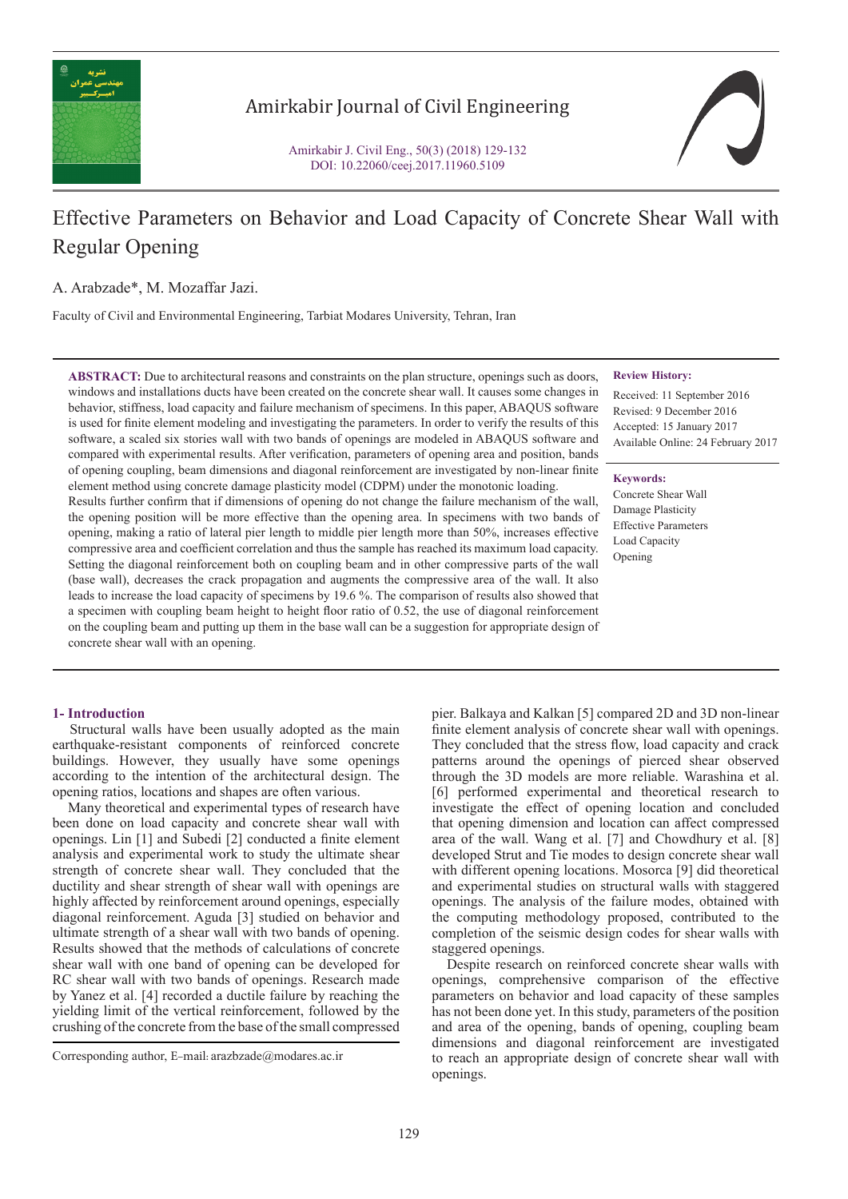# Effective Parameters on Behavior and Load Capacity of Concrete Shear Wall with Regular Opening

A. Arabzade*, M. Mozaffar Jazi.

Faculty of Civil and Environmental Engineering, Tarbiat Modares University, Tehran, Iran

**ABSTRACT:** Due to architectural reasons and constraints on the plan structure, openings such as doors, windows and installations ducts have been created on the concrete shear wall. It causes some changes in behavior, stiffness, load capacity and failure mechanism of specimens. In this paper, ABAQUS software is used for finite element modeling and investigating the parameters. In order to verify the results of this software, a scaled six stories wall with two bands of openings are modeled in ABAQUS software and compared with experimental results. After verification, parameters of opening area and position, bands of opening coupling, beam dimensions and diagonal reinforcement are investigated by non-linear finite element method using concrete damage plasticity model (CDPM) under the monotonic loading.

Results further confirm that if dimensions of opening do not change the failure mechanism of the wall, the opening position will be more effective than the opening area. In specimens with two bands of opening, making a ratio of lateral pier length to middle pier length more than 50%, increases effective compressive area and coefficient correlation and thus the sample has reached its maximum load capacity. Setting the diagonal reinforcement both on coupling beam and in other compressive parts of the wall (base wall), decreases the crack propagation and augments the compressive area of the wall. It also leads to increase the load capacity of specimens by 19.6 %. The comparison of results also showed that a specimen with coupling beam height to height floor ratio of 0.52, the use of diagonal reinforcement on the coupling beam and putting up them in the base wall can be a suggestion for appropriate design of concrete shear wall with an opening.

**Review History:**

Received: 11 September 2016
Revised: 9 December 2016
Accepted: 15 January 2017
Available Online: 24 February 2017

**Keywords:**

Concrete Shear Wall
Damage Plasticity
Effective Parameters
Load Capacity
Opening

## 1- Introduction

Structural walls have been usually adopted as the main earthquake-resistant components of reinforced concrete buildings. However, they usually have some openings according to the intention of the architectural design. The opening ratios, locations and shapes are often various.

Many theoretical and experimental types of research have been done on load capacity and concrete shear wall with openings. Lin [1] and Subedi [2] conducted a finite element analysis and experimental work to study the ultimate shear strength of concrete shear wall. They concluded that the ductility and shear strength of shear wall with openings are highly affected by reinforcement around openings, especially diagonal reinforcement. Aguda [3] studied on behavior and ultimate strength of a shear wall with two bands of opening. Results showed that the methods of calculations of concrete shear wall with one band of opening can be developed for RC shear wall with two bands of openings. Research made by Yanez et al. [4] recorded a ductile failure by reaching the yielding limit of the vertical reinforcement, followed by the crushing of the concrete from the base of the small compressed pier. Balkaya and Kalkan [5] compared 2D and 3D non-linear finite element analysis of concrete shear wall with openings. They concluded that the stress flow, load capacity and crack patterns around the openings of pierced shear observed through the 3D models are more reliable. Warashina et al. [6] performed experimental and theoretical research to investigate the effect of opening location and concluded that opening dimension and location can affect compressed area of the wall. Wang et al. [7] and Chowdhury et al. [8] developed Strut and Tie modes to design concrete shear wall with different opening locations. Mosorca [9] did theoretical and experimental studies on structural walls with staggered openings. The analysis of the failure modes, obtained with the computing methodology proposed, contributed to the completion of the seismic design codes for shear walls with staggered openings.

Despite research on reinforced concrete shear walls with openings, comprehensive comparison of the effective parameters on behavior and load capacity of these samples has not been done yet. In this study, parameters of the position and area of the opening, bands of opening, coupling beam dimensions and diagonal reinforcement are investigated to reach an appropriate design of concrete shear wall with openings.

Corresponding author, E-mail: arazbzade@modares.ac.ir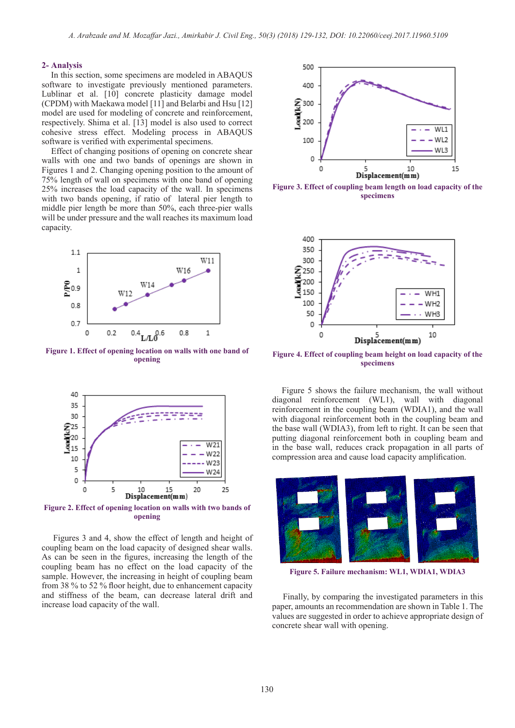## 2- Analysis

In this section, some specimens are modeled in ABAQUS software to investigate previously mentioned parameters. Lublinar et al. [10] concrete plasticity damage model (CPDM) with Maekawa model [11] and Belarbi and Hsu [12] model are used for modeling of concrete and reinforcement, respectively. Shima et al. [13] model is also used to correct cohesive stress effect. Modeling process in ABAQUS software is verified with experimental specimens.

Effect of changing positions of opening on concrete shear walls with one and two bands of openings are shown in Figures 1 and 2. Changing opening position to the amount of 75% length of wall on specimens with one band of opening 25% increases the load capacity of the wall. In specimens with two bands opening, if ratio of lateral pier length to middle pier length be more than 50%, each three-pier walls will be under pressure and the wall reaches its maximum load capacity.

Figure 1. Effect of opening location on walls with one band of opening

Figure 2. Effect of opening location on walls with two bands of opening

Figures 3 and 4, show the effect of length and height of coupling beam on the load capacity of designed shear walls. As can be seen in the figures, increasing the length of the coupling beam has no effect on the load capacity of the sample. However, the increasing in height of coupling beam from 38 % to 52 % floor height, due to enhancement capacity and stiffness of the beam, can decrease lateral drift and increase load capacity of the wall.

Figure 3. Effect of coupling beam length on load capacity of the specimens

Figure 4. Effect of coupling beam height on load capacity of the specimens

Figure 5 shows the failure mechanism, the wall without diagonal reinforcement (WL1), wall with diagonal reinforcement in the coupling beam (WDIA1), and the wall with diagonal reinforcement both in the coupling beam and the base wall (WDIA3), from left to right. It can be seen that putting diagonal reinforcement both in coupling beam and in the base wall, reduces crack propagation in all parts of compression area and cause load capacity amplification.

Figure 5. Failure mechanism: WL1, WDIA1, WDIA3

Finally, by comparing the investigated parameters in this paper, amounts an recommendation are shown in Table 1. The values are suggested in order to achieve appropriate design of concrete shear wall with opening.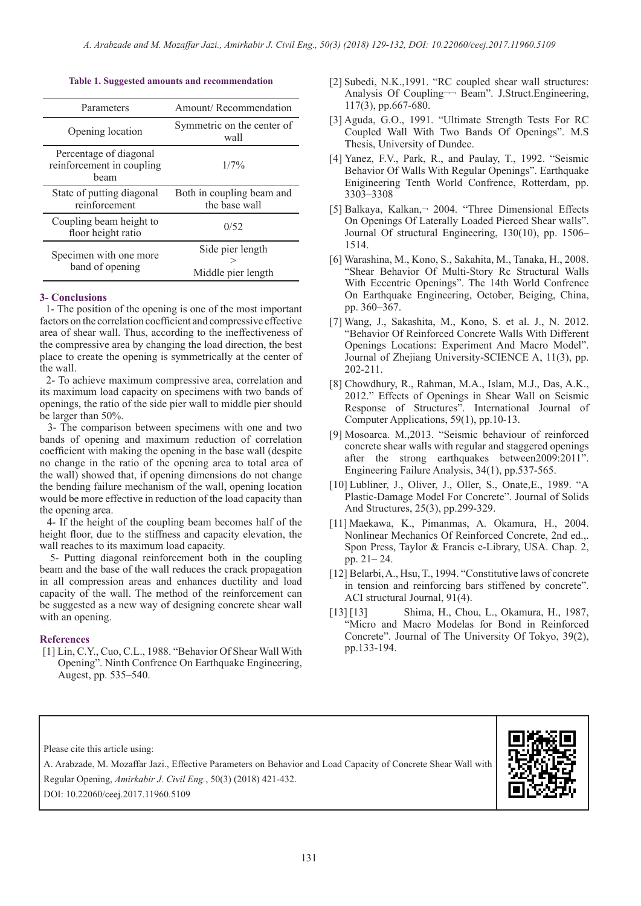**Table 1. Suggested amounts and recommendation**

| Parameters | Amount/ Recommendation |
|---|---|
| Opening location | Symmetric on the center of wall |
| Percentage of diagonal reinforcement in coupling beam | 1/7% |
| State of putting diagonal reinforcement | Both in coupling beam and the base wall |
| Coupling beam height to floor height ratio | 0/52 |
| Specimen with one more band of opening | Side pier length > Middle pier length |

## 3- Conclusions

1- The position of the opening is one of the most important factors on the correlation coefficient and compressive effective area of shear wall. Thus, according to the ineffectiveness of the compressive area by changing the load direction, the best place to create the opening is symmetrically at the center of the wall.

2- To achieve maximum compressive area, correlation and its maximum load capacity on specimens with two bands of openings, the ratio of the side pier wall to middle pier should be larger than 50%.

3- The comparison between specimens with one and two bands of opening and maximum reduction of correlation coefficient with making the opening in the base wall (despite no change in the ratio of the opening area to total area of the wall) showed that, if opening dimensions do not change the bending failure mechanism of the wall, opening location would be more effective in reduction of the load capacity than the opening area.

4- If the height of the coupling beam becomes half of the height floor, due to the stiffness and capacity elevation, the wall reaches to its maximum load capacity.

5- Putting diagonal reinforcement both in the coupling beam and the base of the wall reduces the crack propagation in all compression areas and enhances ductility and load capacity of the wall. The method of the reinforcement can be suggested as a new way of designing concrete shear wall with an opening.

## References

[1] Lin, C.Y., Cuo, C.L., 1988. "Behavior Of Shear Wall With Opening". Ninth Confrence On Earthquake Engineering, Augest, pp. 535–540.

[2] Subedi, N.K.,1991. "RC coupled shear wall structures: Analysis Of Coupling¬¬ Beam". J.Struct.Engineering, 117(3), pp.667-680.

[3] Aguda, G.O., 1991. "Ultimate Strength Tests For RC Coupled Wall With Two Bands Of Openings". M.S Thesis, University of Dundee.

[4] Yanez, F.V., Park, R., and Paulay, T., 1992. "Seismic Behavior Of Walls With Regular Openings". Earthquake Enigineering Tenth World Confrence, Rotterdam, pp. 3303–3308

[5] Balkaya, Kalkan,¬ 2004. "Three Dimensional Effects On Openings Of Laterally Loaded Pierced Shear walls". Journal Of structural Engineering, 130(10), pp. 1506–1514.

[6] Warashina, M., Kono, S., Sakahita, M., Tanaka, H., 2008. "Shear Behavior Of Multi-Story Rc Structural Walls With Eccentric Openings". The 14th World Confrence On Earthquake Engineering, October, Beiging, China, pp. 360–367.

[7] Wang, J., Sakashita, M., Kono, S. et al. J., N. 2012. "Behavior Of Reinforced Concrete Walls With Different Openings Locations: Experiment And Macro Model". Journal of Zhejiang University-SCIENCE A, 11(3), pp. 202-211.

[8] Chowdhury, R., Rahman, M.A., Islam, M.J., Das, A.K., 2012." Effects of Openings in Shear Wall on Seismic Response of Structures". International Journal of Computer Applications, 59(1), pp.10-13.

[9] Mosoarca. M.,2013. "Seismic behaviour of reinforced concrete shear walls with regular and staggered openings after the strong earthquakes between2009:2011". Engineering Failure Analysis, 34(1), pp.537-565.

[10] Lubliner, J., Oliver, J., Oller, S., Onate,E., 1989. "A Plastic-Damage Model For Concrete". Journal of Solids And Structures, 25(3), pp.299-329.

[11] Maekawa, K., Pimanmas, A. Okamura, H., 2004. Nonlinear Mechanics Of Reinforced Concrete, 2nd ed.,. Spon Press, Taylor & Francis e-Library, USA. Chap. 2, pp. 21– 24.

[12] Belarbi, A., Hsu, T., 1994. "Constitutive laws of concrete in tension and reinforcing bars stiffened by concrete". ACI structural Journal, 91(4).

[13] [13] Shima, H., Chou, L., Okamura, H., 1987, "Micro and Macro Modelas for Bond in Reinforced Concrete". Journal of The University Of Tokyo, 39(2), pp.133-194.

Please cite this article using:

A. Arabzade, M. Mozaffar Jazi., Effective Parameters on Behavior and Load Capacity of Concrete Shear Wall with Regular Opening, *Amirkabir J. Civil Eng.*, 50(3) (2018) 421-432.

DOI: 10.22060/ceej.2017.11960.5109